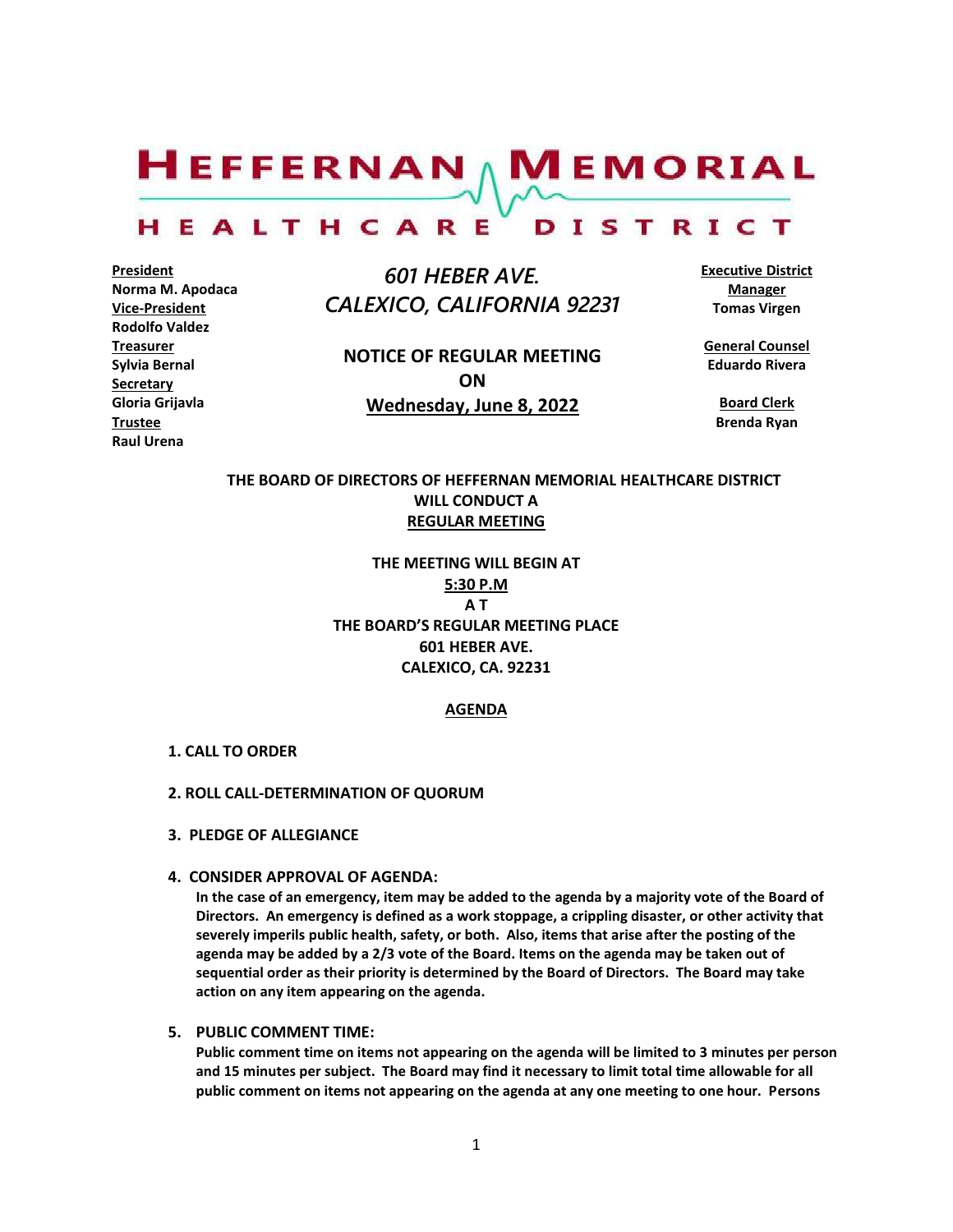# HEFFERNAN MEMORIAL HEALTHCARE DISTRICT

**President**
Norma M. Apodaca
**Vice-President**
Rodolfo Valdez
**Treasurer**
Sylvia Bernal
**Secretary**
Gloria Grijavla
**Trustee**
Raul Urena

*601 HEBER AVE.*
*CALEXICO, CALIFORNIA 92231*

**NOTICE OF REGULAR MEETING**
**ON**
**Wednesday, June 8, 2022**

**Executive District Manager**
Tomas Virgen

**General Counsel**
Eduardo Rivera

**Board Clerk**
Brenda Ryan

**THE BOARD OF DIRECTORS OF HEFFERNAN MEMORIAL HEALTHCARE DISTRICT WILL CONDUCT A REGULAR MEETING**

**THE MEETING WILL BEGIN AT**
**5:30 P.M**
**A T**
**THE BOARD'S REGULAR MEETING PLACE**
**601 HEBER AVE.**
**CALEXICO, CA. 92231**

## AGENDA

**1. CALL TO ORDER**

**2. ROLL CALL-DETERMINATION OF QUORUM**

**3. PLEDGE OF ALLEGIANCE**

**4. CONSIDER APPROVAL OF AGENDA:**
**In the case of an emergency, item may be added to the agenda by a majority vote of the Board of Directors. An emergency is defined as a work stoppage, a crippling disaster, or other activity that severely imperils public health, safety, or both. Also, items that arise after the posting of the agenda may be added by a 2/3 vote of the Board. Items on the agenda may be taken out of sequential order as their priority is determined by the Board of Directors. The Board may take action on any item appearing on the agenda.**

**5. PUBLIC COMMENT TIME:**
**Public comment time on items not appearing on the agenda will be limited to 3 minutes per person and 15 minutes per subject. The Board may find it necessary to limit total time allowable for all public comment on items not appearing on the agenda at any one meeting to one hour. Persons**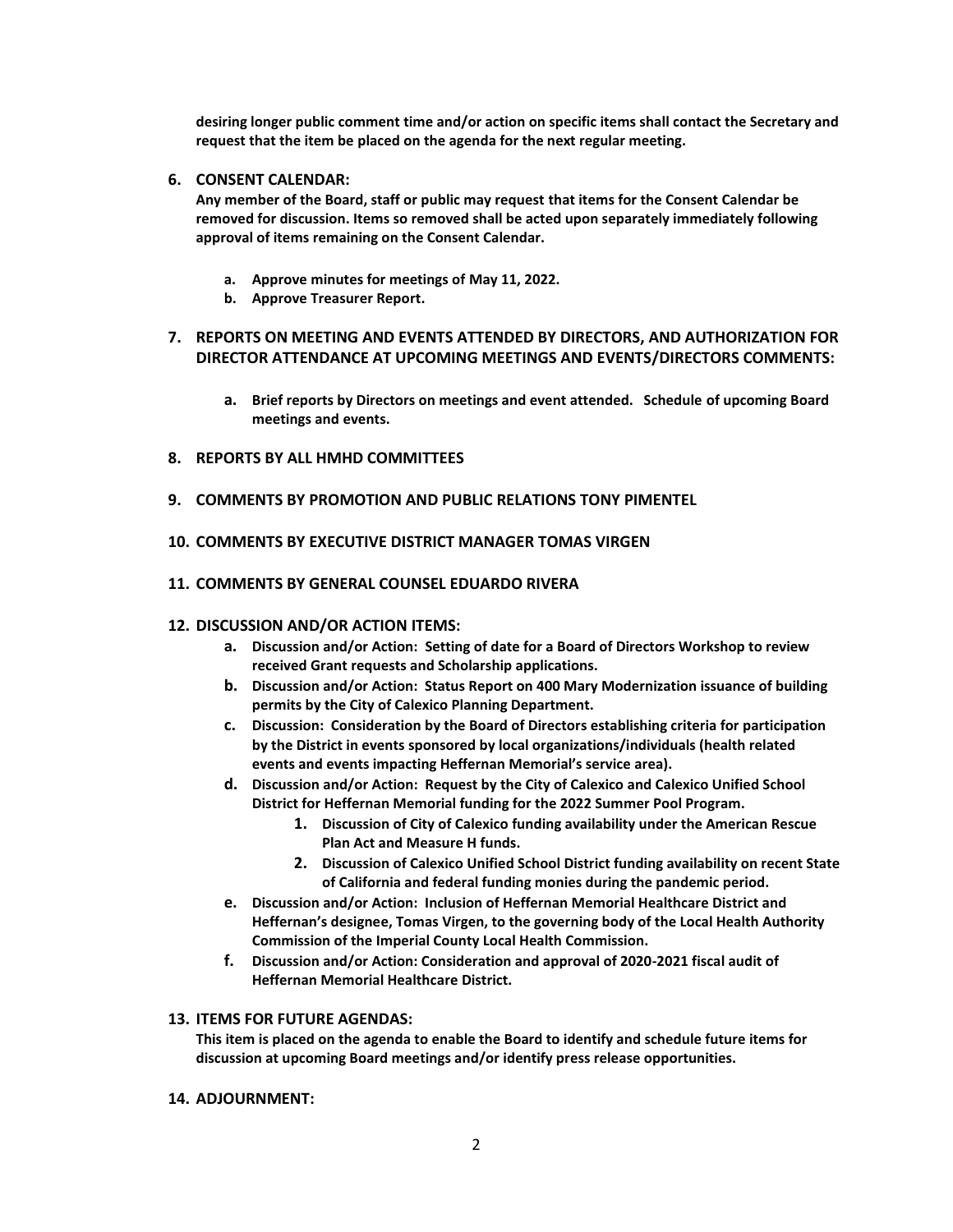**desiring longer public comment time and/or action on specific items shall contact the Secretary and request that the item be placed on the agenda for the next regular meeting.**

6. **CONSENT CALENDAR:**
   **Any member of the Board, staff or public may request that items for the Consent Calendar be removed for discussion. Items so removed shall be acted upon separately immediately following approval of items remaining on the Consent Calendar.**

   a. **Approve minutes for meetings of May 11, 2022.**
   b. **Approve Treasurer Report.**

7. **REPORTS ON MEETING AND EVENTS ATTENDED BY DIRECTORS, AND AUTHORIZATION FOR DIRECTOR ATTENDANCE AT UPCOMING MEETINGS AND EVENTS/DIRECTORS COMMENTS:**

   a. **Brief reports by Directors on meetings and event attended. Schedule of upcoming Board meetings and events.**

8. **REPORTS BY ALL HMHD COMMITTEES**

9. **COMMENTS BY PROMOTION AND PUBLIC RELATIONS TONY PIMENTEL**

10. **COMMENTS BY EXECUTIVE DISTRICT MANAGER TOMAS VIRGEN**

11. **COMMENTS BY GENERAL COUNSEL EDUARDO RIVERA**

12. **DISCUSSION AND/OR ACTION ITEMS:**
    a. **Discussion and/or Action: Setting of date for a Board of Directors Workshop to review received Grant requests and Scholarship applications.**
    b. **Discussion and/or Action: Status Report on 400 Mary Modernization issuance of building permits by the City of Calexico Planning Department.**
    c. **Discussion: Consideration by the Board of Directors establishing criteria for participation by the District in events sponsored by local organizations/individuals (health related events and events impacting Heffernan Memorial's service area).**
    d. **Discussion and/or Action: Request by the City of Calexico and Calexico Unified School District for Heffernan Memorial funding for the 2022 Summer Pool Program.**
       1. **Discussion of City of Calexico funding availability under the American Rescue Plan Act and Measure H funds.**
       2. **Discussion of Calexico Unified School District funding availability on recent State of California and federal funding monies during the pandemic period.**
    e. **Discussion and/or Action: Inclusion of Heffernan Memorial Healthcare District and Heffernan's designee, Tomas Virgen, to the governing body of the Local Health Authority Commission of the Imperial County Local Health Commission.**
    f. **Discussion and/or Action: Consideration and approval of 2020-2021 fiscal audit of Heffernan Memorial Healthcare District.**

13. **ITEMS FOR FUTURE AGENDAS:**
    **This item is placed on the agenda to enable the Board to identify and schedule future items for discussion at upcoming Board meetings and/or identify press release opportunities.**

14. **ADJOURNMENT:**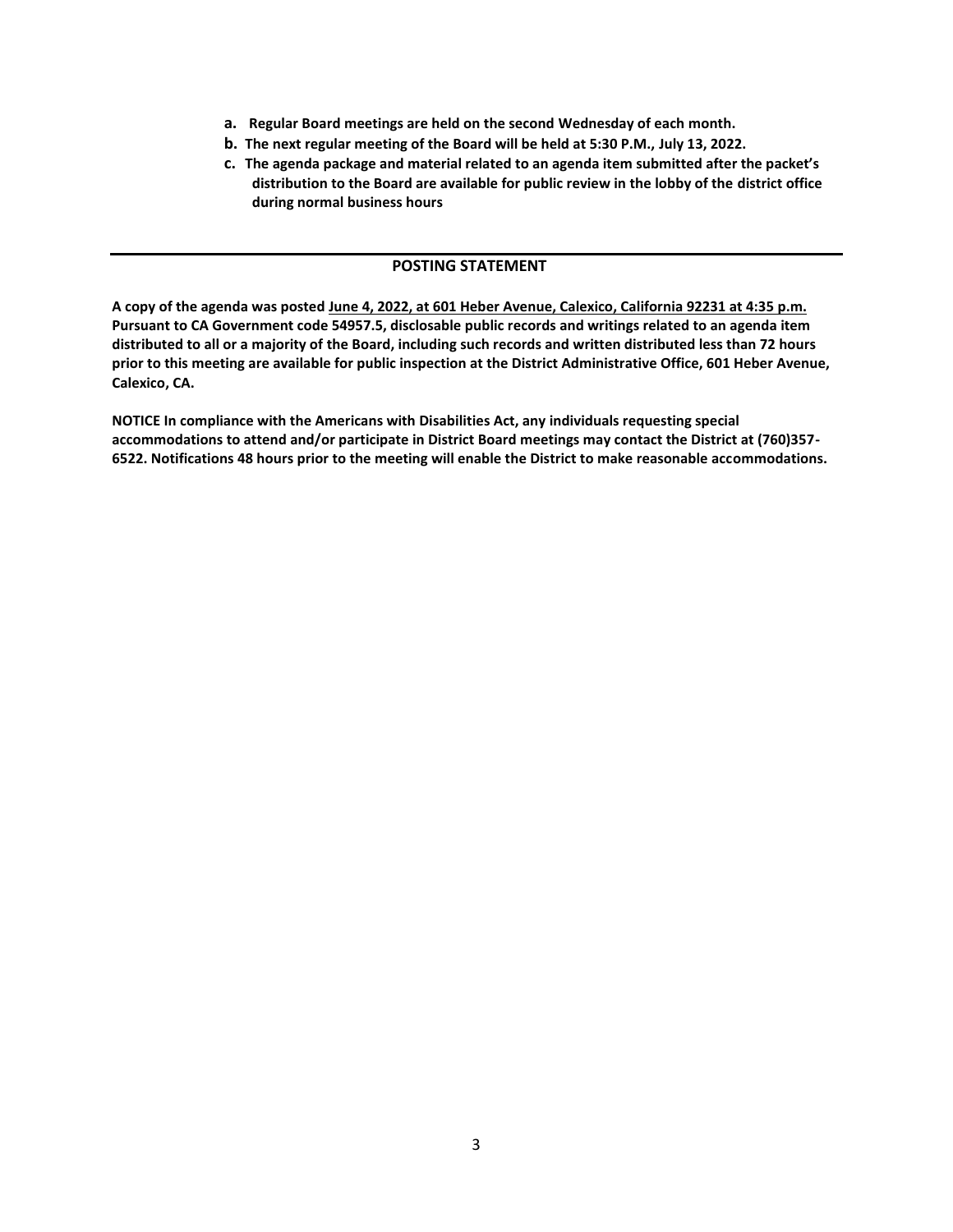- **a. Regular Board meetings are held on the second Wednesday of each month.**
- **b. The next regular meeting of the Board will be held at 5:30 P.M., July 13, 2022.**
- **c. The agenda package and material related to an agenda item submitted after the packet's distribution to the Board are available for public review in the lobby of the district office during normal business hours**

---

## POSTING STATEMENT

**A copy of the agenda was posted June 4, 2022, at 601 Heber Avenue, Calexico, California 92231 at 4:35 p.m. Pursuant to CA Government code 54957.5, disclosable public records and writings related to an agenda item distributed to all or a majority of the Board, including such records and written distributed less than 72 hours prior to this meeting are available for public inspection at the District Administrative Office, 601 Heber Avenue, Calexico, CA.**

**NOTICE In compliance with the Americans with Disabilities Act, any individuals requesting special accommodations to attend and/or participate in District Board meetings may contact the District at (760)357-6522. Notifications 48 hours prior to the meeting will enable the District to make reasonable accommodations.**